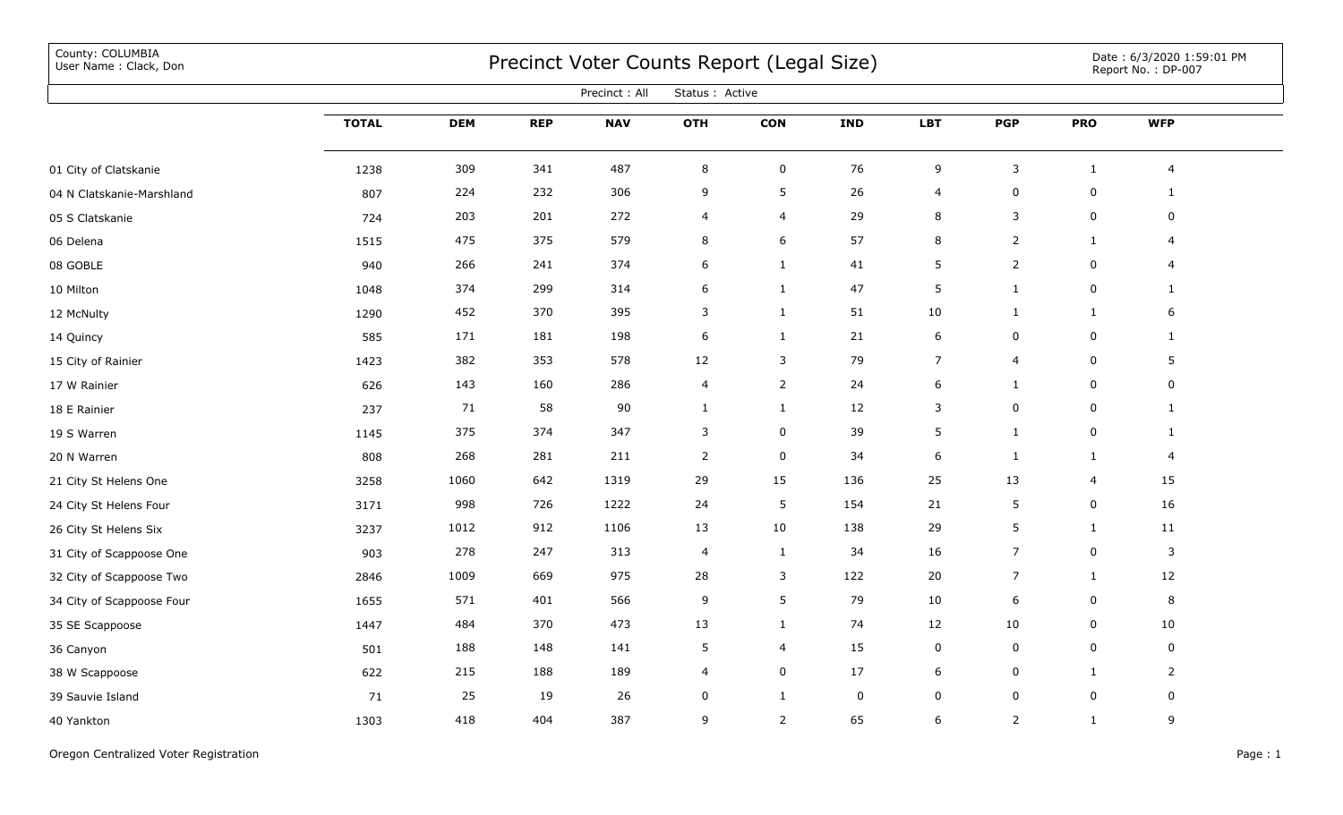County: COLUMBIA
User Name : Clack, Don

# Precinct Voter Counts Report (Legal Size)

Date : 6/3/2020 1:59:01 PM
Report No. : DP-007

Precinct : All    Status : Active

| | TOTAL | DEM | REP | NAV | OTH | CON | IND | LBT | PGP | PRO | WFP |
|---|---|---|---|---|---|---|---|---|---|---|---|
| 01 City of Clatskanie | 1238 | 309 | 341 | 487 | 8 | 0 | 76 | 9 | 3 | 1 | 4 |
| 04 N Clatskanie-Marshland | 807 | 224 | 232 | 306 | 9 | 5 | 26 | 4 | 0 | 0 | 1 |
| 05 S Clatskanie | 724 | 203 | 201 | 272 | 4 | 4 | 29 | 8 | 3 | 0 | 0 |
| 06 Delena | 1515 | 475 | 375 | 579 | 8 | 6 | 57 | 8 | 2 | 1 | 4 |
| 08 GOBLE | 940 | 266 | 241 | 374 | 6 | 1 | 41 | 5 | 2 | 0 | 4 |
| 10 Milton | 1048 | 374 | 299 | 314 | 6 | 1 | 47 | 5 | 1 | 0 | 1 |
| 12 McNulty | 1290 | 452 | 370 | 395 | 3 | 1 | 51 | 10 | 1 | 1 | 6 |
| 14 Quincy | 585 | 171 | 181 | 198 | 6 | 1 | 21 | 6 | 0 | 0 | 1 |
| 15 City of Rainier | 1423 | 382 | 353 | 578 | 12 | 3 | 79 | 7 | 4 | 0 | 5 |
| 17 W Rainier | 626 | 143 | 160 | 286 | 4 | 2 | 24 | 6 | 1 | 0 | 0 |
| 18 E Rainier | 237 | 71 | 58 | 90 | 1 | 1 | 12 | 3 | 0 | 0 | 1 |
| 19 S Warren | 1145 | 375 | 374 | 347 | 3 | 0 | 39 | 5 | 1 | 0 | 1 |
| 20 N Warren | 808 | 268 | 281 | 211 | 2 | 0 | 34 | 6 | 1 | 1 | 4 |
| 21 City St Helens One | 3258 | 1060 | 642 | 1319 | 29 | 15 | 136 | 25 | 13 | 4 | 15 |
| 24 City St Helens Four | 3171 | 998 | 726 | 1222 | 24 | 5 | 154 | 21 | 5 | 0 | 16 |
| 26 City St Helens Six | 3237 | 1012 | 912 | 1106 | 13 | 10 | 138 | 29 | 5 | 1 | 11 |
| 31 City of Scappoose One | 903 | 278 | 247 | 313 | 4 | 1 | 34 | 16 | 7 | 0 | 3 |
| 32 City of Scappoose Two | 2846 | 1009 | 669 | 975 | 28 | 3 | 122 | 20 | 7 | 1 | 12 |
| 34 City of Scappoose Four | 1655 | 571 | 401 | 566 | 9 | 5 | 79 | 10 | 6 | 0 | 8 |
| 35 SE Scappoose | 1447 | 484 | 370 | 473 | 13 | 1 | 74 | 12 | 10 | 0 | 10 |
| 36 Canyon | 501 | 188 | 148 | 141 | 5 | 4 | 15 | 0 | 0 | 0 | 0 |
| 38 W Scappoose | 622 | 215 | 188 | 189 | 4 | 0 | 17 | 6 | 0 | 1 | 2 |
| 39 Sauvie Island | 71 | 25 | 19 | 26 | 0 | 1 | 0 | 0 | 0 | 0 | 0 |
| 40 Yankton | 1303 | 418 | 404 | 387 | 9 | 2 | 65 | 6 | 2 | 1 | 9 |

Oregon Centralized Voter Registration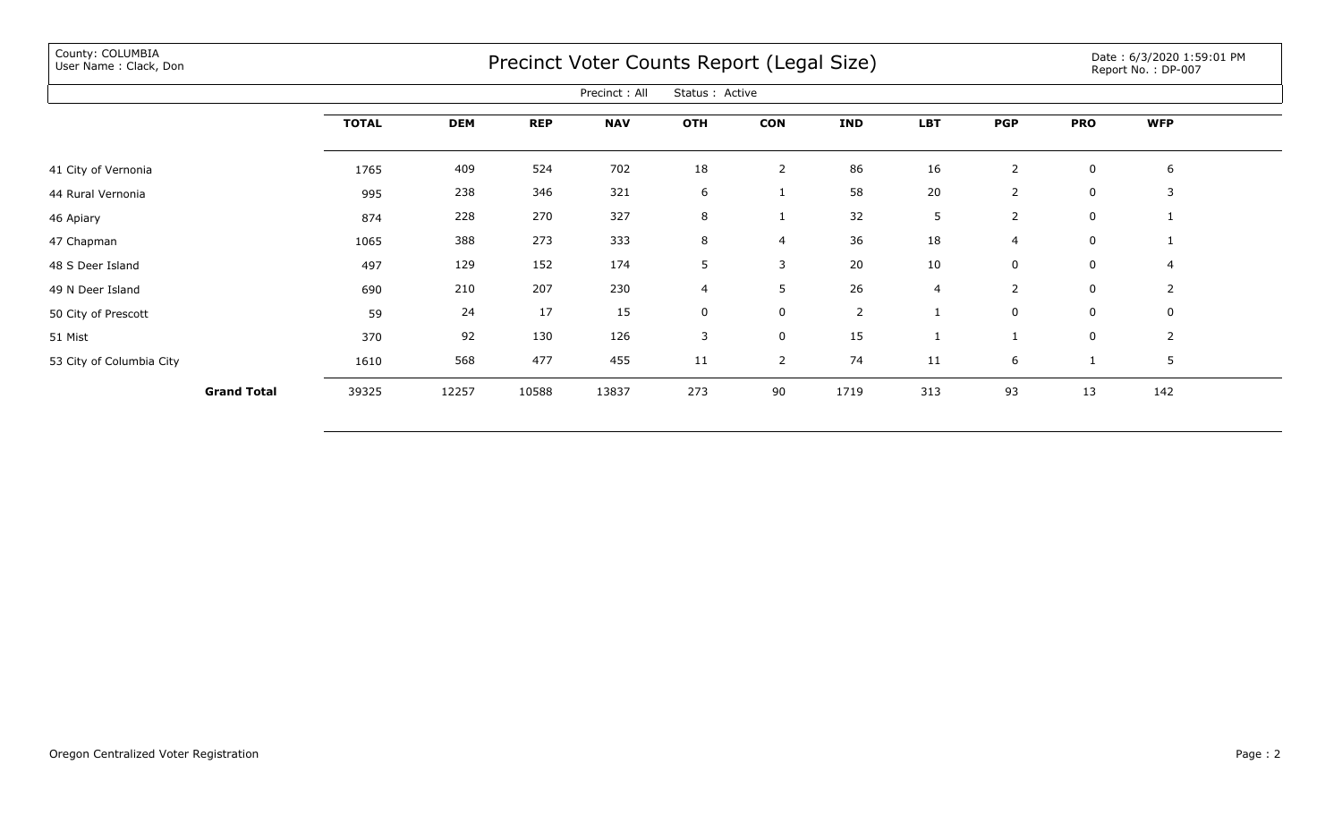County: COLUMBIA
User Name : Clack, Don

# Precinct Voter Counts Report (Legal Size)

Date : 6/3/2020 1:59:01 PM
Report No. : DP-007

Precinct : All Status : Active

| | TOTAL | DEM | REP | NAV | OTH | CON | IND | LBT | PGP | PRO | WFP |
|---|---|---|---|---|---|---|---|---|---|---|---|
| 41 City of Vernonia | 1765 | 409 | 524 | 702 | 18 | 2 | 86 | 16 | 2 | 0 | 6 |
| 44 Rural Vernonia | 995 | 238 | 346 | 321 | 6 | 1 | 58 | 20 | 2 | 0 | 3 |
| 46 Apiary | 874 | 228 | 270 | 327 | 8 | 1 | 32 | 5 | 2 | 0 | 1 |
| 47 Chapman | 1065 | 388 | 273 | 333 | 8 | 4 | 36 | 18 | 4 | 0 | 1 |
| 48 S Deer Island | 497 | 129 | 152 | 174 | 5 | 3 | 20 | 10 | 0 | 0 | 4 |
| 49 N Deer Island | 690 | 210 | 207 | 230 | 4 | 5 | 26 | 4 | 2 | 0 | 2 |
| 50 City of Prescott | 59 | 24 | 17 | 15 | 0 | 0 | 2 | 1 | 0 | 0 | 0 |
| 51 Mist | 370 | 92 | 130 | 126 | 3 | 0 | 15 | 1 | 1 | 0 | 2 |
| 53 City of Columbia City | 1610 | 568 | 477 | 455 | 11 | 2 | 74 | 11 | 6 | 1 | 5 |
| **Grand Total** | 39325 | 12257 | 10588 | 13837 | 273 | 90 | 1719 | 313 | 93 | 13 | 142 |

Oregon Centralized Voter Registration